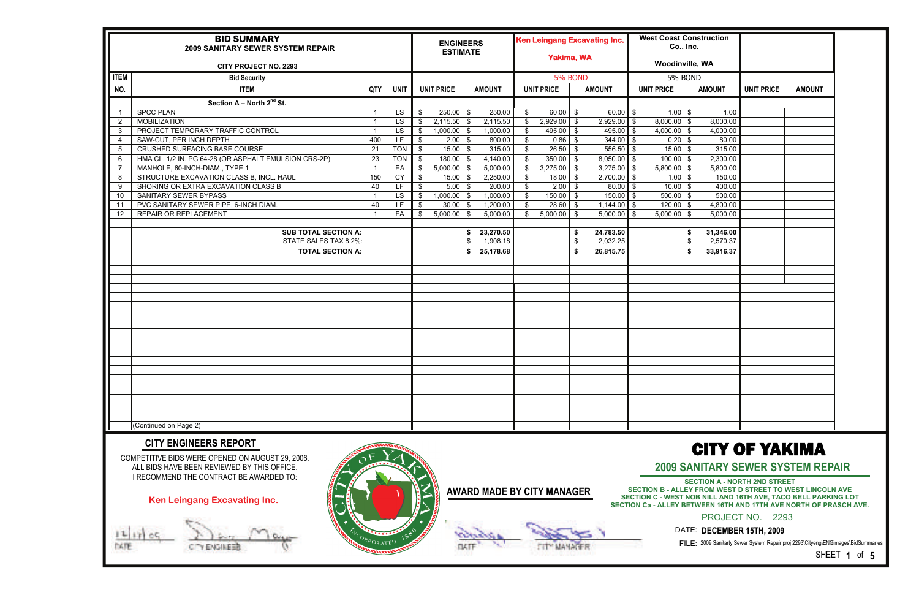# BID SUMMARY
## 2009 SANITARY SEWER SYSTEM REPAIR

CITY PROJECT NO. 2293

| ITEM NO. | ITEM | QTY | UNIT | ENGINEERS ESTIMATE UNIT PRICE | ENGINEERS ESTIMATE AMOUNT | Ken Leingang Excavating Inc., Yakima, WA (5% BOND) UNIT PRICE | Ken Leingang Excavating Inc., Yakima, WA (5% BOND) AMOUNT | West Coast Construction Co.. Inc., Woodinville, WA (5% BOND) UNIT PRICE | West Coast Construction Co.. Inc., Woodinville, WA (5% BOND) AMOUNT | UNIT PRICE | AMOUNT |
|---|---|---|---|---|---|---|---|---|---|---|---|
| | Bid Security | | | | | | | | | | |
| | **Section A – North 2nd St.** | | | | | | | | | | |
| 1 | SPCC PLAN | 1 | LS | $ 250.00 | $ 250.00 | $ 60.00 | $ 60.00 | $ 1.00 | $ 1.00 | | |
| 2 | MOBILIZATION | 1 | LS | $ 2,115.50 | $ 2,115.50 | $ 2,929.00 | $ 2,929.00 | $ 8,000.00 | $ 8,000.00 | | |
| 3 | PROJECT TEMPORARY TRAFFIC CONTROL | 1 | LS | $ 1,000.00 | $ 1,000.00 | $ 495.00 | $ 495.00 | $ 4,000.00 | $ 4,000.00 | | |
| 4 | SAW-CUT, PER INCH DEPTH | 400 | LF | $ 2.00 | $ 800.00 | $ 0.86 | $ 344.00 | $ 0.20 | $ 80.00 | | |
| 5 | CRUSHED SURFACING BASE COURSE | 21 | TON | $ 15.00 | $ 315.00 | $ 26.50 | $ 556.50 | $ 15.00 | $ 315.00 | | |
| 6 | HMA CL. 1/2 IN. PG 64-28 (OR ASPHALT EMULSION CRS-2P) | 23 | TON | $ 180.00 | $ 4,140.00 | $ 350.00 | $ 8,050.00 | $ 100.00 | $ 2,300.00 | | |
| 7 | MANHOLE, 60-INCH-DIAM., TYPE 1 | 1 | EA | $ 5,000.00 | $ 5,000.00 | $ 3,275.00 | $ 3,275.00 | $ 5,800.00 | $ 5,800.00 | | |
| 8 | STRUCTURE EXCAVATION CLASS B, INCL. HAUL | 150 | CY | $ 15.00 | $ 2,250.00 | $ 18.00 | $ 2,700.00 | $ 1.00 | $ 150.00 | | |
| 9 | SHORING OR EXTRA EXCAVATION CLASS B | 40 | LF | $ 5.00 | $ 200.00 | $ 2.00 | $ 80.00 | $ 10.00 | $ 400.00 | | |
| 10 | SANITARY SEWER BYPASS | 1 | LS | $ 1,000.00 | $ 1,000.00 | $ 150.00 | $ 150.00 | $ 500.00 | $ 500.00 | | |
| 11 | PVC SANITARY SEWER PIPE, 6-INCH DIAM. | 40 | LF | $ 30.00 | $ 1,200.00 | $ 28.60 | $ 1,144.00 | $ 120.00 | $ 4,800.00 | | |
| 12 | REPAIR OR REPLACEMENT | 1 | FA | $ 5,000.00 | $ 5,000.00 | $ 5,000.00 | $ 5,000.00 | $ 5,000.00 | $ 5,000.00 | | |
| | **SUB TOTAL SECTION A:** | | | | **$ 23,270.50** | | **$ 24,783.50** | | **$ 31,346.00** | | |
| | STATE SALES TAX 8.2%: | | | | $ 1,908.18 | | $ 2,032.25 | | $ 2,570.37 | | |
| | **TOTAL SECTION A:** | | | | **$ 25,178.68** | | **$ 26,815.75** | | **$ 33,916.37** | | |
| | (Continued on Page 2) | | | | | | | | | | |

## CITY ENGINEERS REPORT

COMPETITIVE BIDS WERE OPENED ON AUGUST 29, 2006.
ALL BIDS HAVE BEEN REVIEWED BY THIS OFFICE.
I RECOMMEND THE CONTRACT BE AWARDED TO:

**Ken Leingang Excavating Inc.**

12/17/09 — DATE
CITY ENGINEER

**AWARD MADE BY CITY MANAGER**

DATE
CITY MANAGER

# CITY OF YAKIMA
## 2009 SANITARY SEWER SYSTEM REPAIR

**SECTION A - NORTH 2ND STREET**
**SECTION B - ALLEY FROM WEST D STREET TO WEST LINCOLN AVE**
**SECTION C - WEST NOB NILL AND 16TH AVE, TACO BELL PARKING LOT**
**SECTION Ca - ALLEY BETWEEN 16TH AND 17TH AVE NORTH OF PRASCH AVE.**

PROJECT NO. 2293

DATE: **DECEMBER 15TH, 2009**

FILE: 2009 Sanitarty Sewer System Repair proj 2293\Cityeng\ENGimages\BidSummaries

SHEET **1** of **5**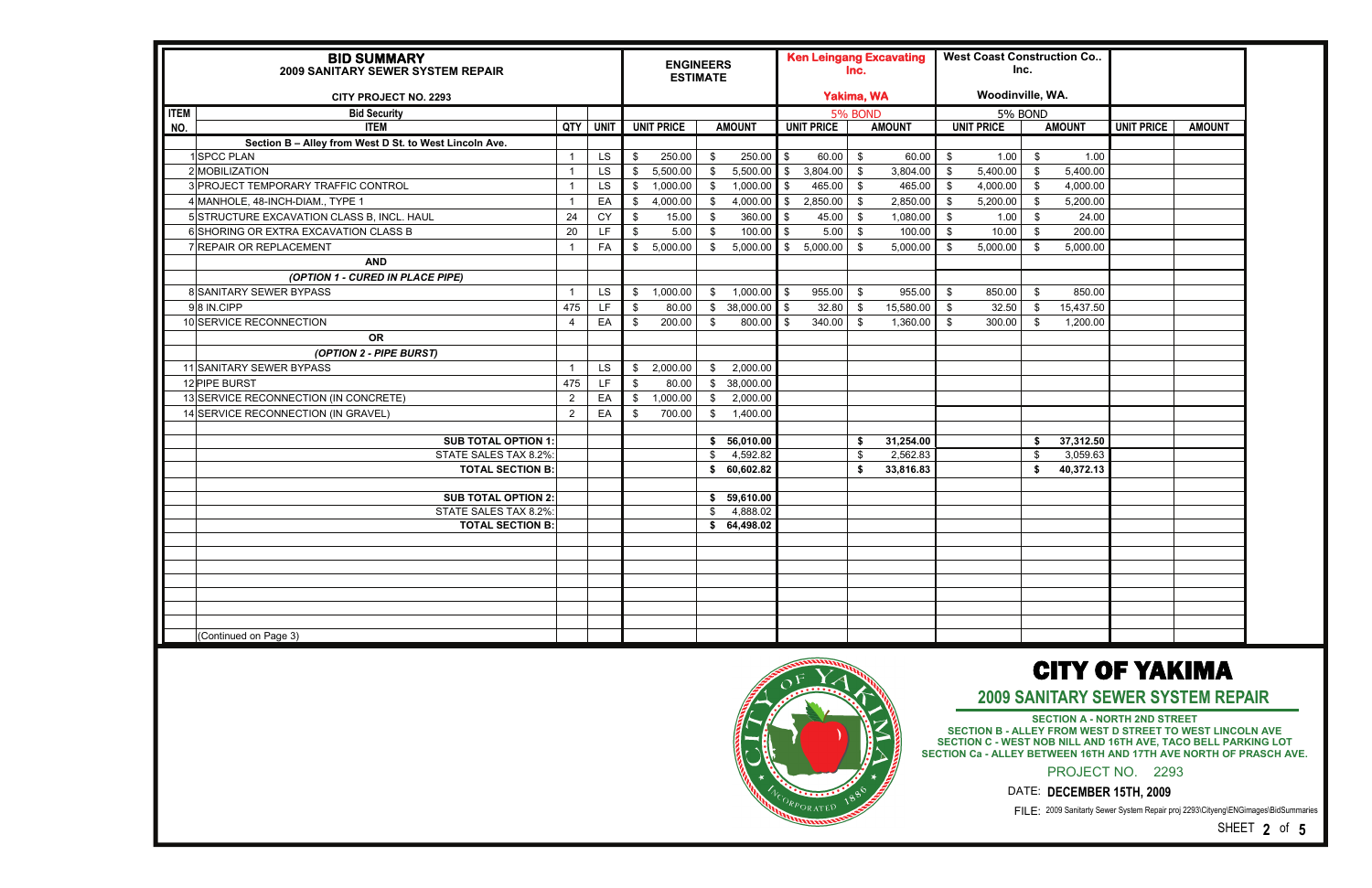| ITEM NO. | BID SUMMARY 2009 SANITARY SEWER SYSTEM REPAIR CITY PROJECT NO. 2293 | | | ENGINEERS ESTIMATE | | Ken Leingang Excavating Inc. Yakima, WA | | West Coast Construction Co.. Inc. Woodinville, WA. | | | |
|---|---|---|---|---|---|---|---|---|---|---|---|
| | Bid Security | | | | | 5% BOND | | 5% BOND | | | |
| | ITEM | QTY | UNIT | UNIT PRICE | AMOUNT | UNIT PRICE | AMOUNT | UNIT PRICE | AMOUNT | UNIT PRICE | AMOUNT |
| | **Section B – Alley from West D St. to West Lincoln Ave.** | | | | | | | | | | |
| 1 | SPCC PLAN | 1 | LS | $ 250.00 | $ 250.00 | $ 60.00 | $ 60.00 | $ 1.00 | $ 1.00 | | |
| 2 | MOBILIZATION | 1 | LS | $ 5,500.00 | $ 5,500.00 | $ 3,804.00 | $ 3,804.00 | $ 5,400.00 | $ 5,400.00 | | |
| 3 | PROJECT TEMPORARY TRAFFIC CONTROL | 1 | LS | $ 1,000.00 | $ 1,000.00 | $ 465.00 | $ 465.00 | $ 4,000.00 | $ 4,000.00 | | |
| 4 | MANHOLE, 48-INCH-DIAM., TYPE 1 | 1 | EA | $ 4,000.00 | $ 4,000.00 | $ 2,850.00 | $ 2,850.00 | $ 5,200.00 | $ 5,200.00 | | |
| 5 | STRUCTURE EXCAVATION CLASS B, INCL. HAUL | 24 | CY | $ 15.00 | $ 360.00 | $ 45.00 | $ 1,080.00 | $ 1.00 | $ 24.00 | | |
| 6 | SHORING OR EXTRA EXCAVATION CLASS B | 20 | LF | $ 5.00 | $ 100.00 | $ 5.00 | $ 100.00 | $ 10.00 | $ 200.00 | | |
| 7 | REPAIR OR REPLACEMENT | 1 | FA | $ 5,000.00 | $ 5,000.00 | $ 5,000.00 | $ 5,000.00 | $ 5,000.00 | $ 5,000.00 | | |
| | **AND** | | | | | | | | | | |
| | ***(OPTION 1 - CURED IN PLACE PIPE)*** | | | | | | | | | | |
| 8 | SANITARY SEWER BYPASS | 1 | LS | $ 1,000.00 | $ 1,000.00 | $ 955.00 | $ 955.00 | $ 850.00 | $ 850.00 | | |
| 9 | 8 IN.CIPP | 475 | LF | $ 80.00 | $ 38,000.00 | $ 32.80 | $ 15,580.00 | $ 32.50 | $ 15,437.50 | | |
| 10 | SERVICE RECONNECTION | 4 | EA | $ 200.00 | $ 800.00 | $ 340.00 | $ 1,360.00 | $ 300.00 | $ 1,200.00 | | |
| | **OR** | | | | | | | | | | |
| | ***(OPTION 2 - PIPE BURST)*** | | | | | | | | | | |
| 11 | SANITARY SEWER BYPASS | 1 | LS | $ 2,000.00 | $ 2,000.00 | | | | | | |
| 12 | PIPE BURST | 475 | LF | $ 80.00 | $ 38,000.00 | | | | | | |
| 13 | SERVICE RECONNECTION (IN CONCRETE) | 2 | EA | $ 1,000.00 | $ 2,000.00 | | | | | | |
| 14 | SERVICE RECONNECTION (IN GRAVEL) | 2 | EA | $ 700.00 | $ 1,400.00 | | | | | | |
| | **SUB TOTAL OPTION 1:** | | | | **$ 56,010.00** | | **$ 31,254.00** | | **$ 37,312.50** | | |
| | STATE SALES TAX 8.2%: | | | | $ 4,592.82 | | $ 2,562.83 | | $ 3,059.63 | | |
| | **TOTAL SECTION B:** | | | | **$ 60,602.82** | | **$ 33,816.83** | | **$ 40,372.13** | | |
| | **SUB TOTAL OPTION 2:** | | | | **$ 59,610.00** | | | | | | |
| | STATE SALES TAX 8.2%: | | | | $ 4,888.02 | | | | | | |
| | **TOTAL SECTION B:** | | | | **$ 64,498.02** | | | | | | |
| | (Continued on Page 3) | | | | | | | | | | |

# CITY OF YAKIMA

## 2009 SANITARY SEWER SYSTEM REPAIR

**SECTION A - NORTH 2ND STREET**
**SECTION B - ALLEY FROM WEST D STREET TO WEST LINCOLN AVE**
**SECTION C - WEST NOB NILL AND 16TH AVE, TACO BELL PARKING LOT**
**SECTION Ca - ALLEY BETWEEN 16TH AND 17TH AVE NORTH OF PRASCH AVE.**

PROJECT NO. 2293

DATE: **DECEMBER 15TH, 2009**

FILE: 2009 Sanitarty Sewer System Repair proj 2293\Cityeng\ENGimages\BidSummaries

SHEET **2** of **5**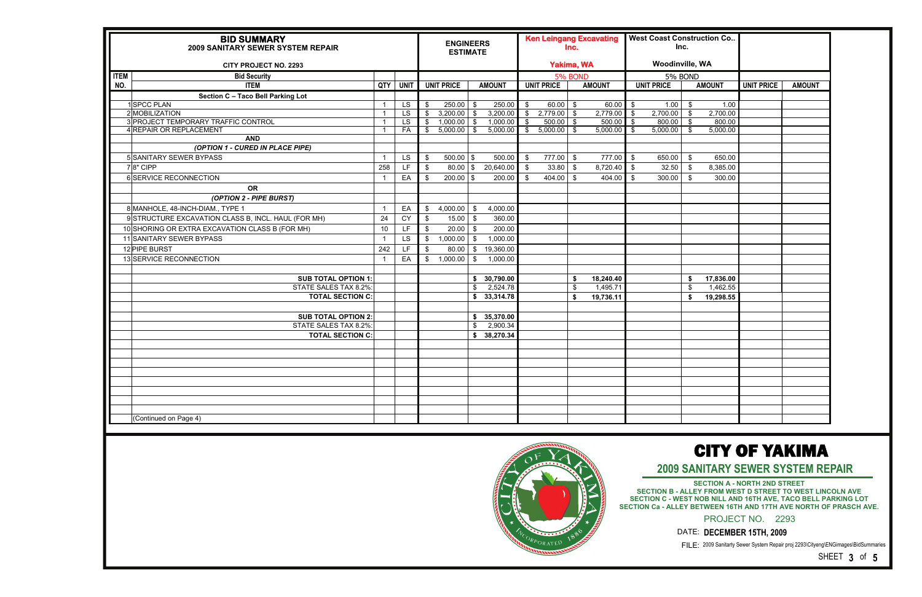# BID SUMMARY

## 2009 SANITARY SEWER SYSTEM REPAIR

**CITY PROJECT NO. 2293**

| ITEM NO. | ITEM | QTY | UNIT | ENGINEERS ESTIMATE UNIT PRICE | ENGINEERS ESTIMATE AMOUNT | Ken Leingang Excavating Inc. (Yakima, WA) UNIT PRICE | Ken Leingang Excavating Inc. (Yakima, WA) AMOUNT | West Coast Construction Co.. Inc. (Woodinville, WA) UNIT PRICE | West Coast Construction Co.. Inc. (Woodinville, WA) AMOUNT | UNIT PRICE | AMOUNT |
|---|---|---|---|---|---|---|---|---|---|---|---|
| | Bid Security | | | | | 5% BOND | | 5% BOND | | | |
| | **Section C – Taco Bell Parking Lot** | | | | | | | | | | |
| 1 | SPCC PLAN | 1 | LS | $ 250.00 | $ 250.00 | $ 60.00 | $ 60.00 | $ 1.00 | $ 1.00 | | |
| 2 | MOBILIZATION | 1 | LS | $ 3,200.00 | $ 3,200.00 | $ 2,779.00 | $ 2,779.00 | $ 2,700.00 | $ 2,700.00 | | |
| 3 | PROJECT TEMPORARY TRAFFIC CONTROL | 1 | LS | $ 1,000.00 | $ 1,000.00 | $ 500.00 | $ 500.00 | $ 800.00 | $ 800.00 | | |
| 4 | REPAIR OR REPLACEMENT | 1 | FA | $ 5,000.00 | $ 5,000.00 | $ 5,000.00 | $ 5,000.00 | $ 5,000.00 | $ 5,000.00 | | |
| | **AND** | | | | | | | | | | |
| | ***(OPTION 1 - CURED IN PLACE PIPE)*** | | | | | | | | | | |
| 5 | SANITARY SEWER BYPASS | 1 | LS | $ 500.00 | $ 500.00 | $ 777.00 | $ 777.00 | $ 650.00 | $ 650.00 | | |
| 7 | 8" CIPP | 258 | LF | $ 80.00 | $ 20,640.00 | $ 33.80 | $ 8,720.40 | $ 32.50 | $ 8,385.00 | | |
| 6 | SERVICE RECONNECTION | 1 | EA | $ 200.00 | $ 200.00 | $ 404.00 | $ 404.00 | $ 300.00 | $ 300.00 | | |
| | **OR** | | | | | | | | | | |
| | ***(OPTION 2 - PIPE BURST)*** | | | | | | | | | | |
| 8 | MANHOLE, 48-INCH-DIAM., TYPE 1 | 1 | EA | $ 4,000.00 | $ 4,000.00 | | | | | | |
| 9 | STRUCTURE EXCAVATION CLASS B, INCL. HAUL (FOR MH) | 24 | CY | $ 15.00 | $ 360.00 | | | | | | |
| 10 | SHORING OR EXTRA EXCAVATION CLASS B (FOR MH) | 10 | LF | $ 20.00 | $ 200.00 | | | | | | |
| 11 | SANITARY SEWER BYPASS | 1 | LS | $ 1,000.00 | $ 1,000.00 | | | | | | |
| 12 | PIPE BURST | 242 | LF | $ 80.00 | $ 19,360.00 | | | | | | |
| 13 | SERVICE RECONNECTION | 1 | EA | $ 1,000.00 | $ 1,000.00 | | | | | | |
| | **SUB TOTAL OPTION 1:** | | | | **$ 30,790.00** | | **$ 18,240.40** | | **$ 17,836.00** | | |
| | STATE SALES TAX 8.2%: | | | | $ 2,524.78 | | $ 1,495.71 | | $ 1,462.55 | | |
| | **TOTAL SECTION C:** | | | | **$ 33,314.78** | | **$ 19,736.11** | | **$ 19,298.55** | | |
| | **SUB TOTAL OPTION 2:** | | | | **$ 35,370.00** | | | | | | |
| | STATE SALES TAX 8.2%: | | | | $ 2,900.34 | | | | | | |
| | **TOTAL SECTION C:** | | | | **$ 38,270.34** | | | | | | |
| | (Continued on Page 4) | | | | | | | | | | |

# CITY OF YAKIMA

## 2009 SANITARY SEWER SYSTEM REPAIR

SECTION A - NORTH 2ND STREET
SECTION B - ALLEY FROM WEST D STREET TO WEST LINCOLN AVE
SECTION C - WEST NOB NILL AND 16TH AVE, TACO BELL PARKING LOT
SECTION Ca - ALLEY BETWEEN 16TH AND 17TH AVE NORTH OF PRASCH AVE.

PROJECT NO. 2293

DATE: **DECEMBER 15TH, 2009**

FILE: 2009 Sanitarty Sewer System Repair proj 2293\Cityeng\ENGimages\BidSummaries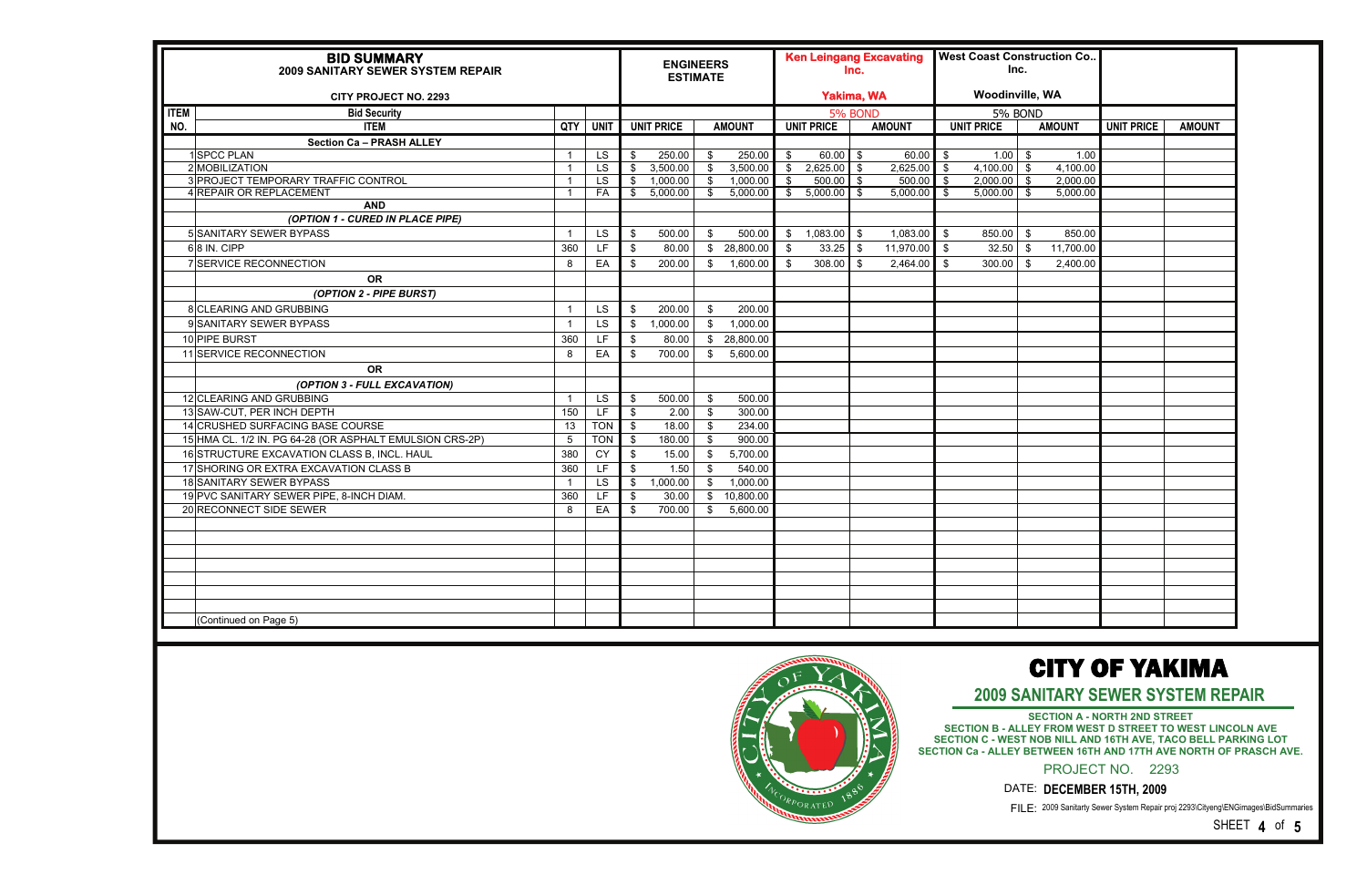# BID SUMMARY
## 2009 SANITARY SEWER SYSTEM REPAIR

**CITY PROJECT NO. 2293**

| ITEM NO. | Bid Security / ITEM | QTY | UNIT | ENGINEERS ESTIMATE UNIT PRICE | ENGINEERS ESTIMATE AMOUNT | Ken Leingang Excavating Inc. (Yakima, WA) UNIT PRICE | Ken Leingang Excavating Inc. (Yakima, WA) AMOUNT | West Coast Construction Co.. Inc. (Woodinville, WA) UNIT PRICE | West Coast Construction Co.. Inc. (Woodinville, WA) AMOUNT | UNIT PRICE | AMOUNT |
|---|---|---|---|---|---|---|---|---|---|---|---|
| | Bid Security | | | | | 5% BOND | | 5% BOND | | | |
| | **Section Ca – PRASH ALLEY** | | | | | | | | | | |
| 1 | SPCC PLAN | 1 | LS | $ 250.00 | $ 250.00 | $ 60.00 | $ 60.00 | $ 1.00 | $ 1.00 | | |
| 2 | MOBILIZATION | 1 | LS | $ 3,500.00 | $ 3,500.00 | $ 2,625.00 | $ 2,625.00 | $ 4,100.00 | $ 4,100.00 | | |
| 3 | PROJECT TEMPORARY TRAFFIC CONTROL | 1 | LS | $ 1,000.00 | $ 1,000.00 | $ 500.00 | $ 500.00 | $ 2,000.00 | $ 2,000.00 | | |
| 4 | REPAIR OR REPLACEMENT | 1 | FA | $ 5,000.00 | $ 5,000.00 | $ 5,000.00 | $ 5,000.00 | $ 5,000.00 | $ 5,000.00 | | |
| | **AND** | | | | | | | | | | |
| | ***(OPTION 1 - CURED IN PLACE PIPE)*** | | | | | | | | | | |
| 5 | SANITARY SEWER BYPASS | 1 | LS | $ 500.00 | $ 500.00 | $ 1,083.00 | $ 1,083.00 | $ 850.00 | $ 850.00 | | |
| 6 | 8 IN. CIPP | 360 | LF | $ 80.00 | $ 28,800.00 | $ 33.25 | $ 11,970.00 | $ 32.50 | $ 11,700.00 | | |
| 7 | SERVICE RECONNECTION | 8 | EA | $ 200.00 | $ 1,600.00 | $ 308.00 | $ 2,464.00 | $ 300.00 | $ 2,400.00 | | |
| | **OR** | | | | | | | | | | |
| | ***(OPTION 2 - PIPE BURST)*** | | | | | | | | | | |
| 8 | CLEARING AND GRUBBING | 1 | LS | $ 200.00 | $ 200.00 | | | | | | |
| 9 | SANITARY SEWER BYPASS | 1 | LS | $ 1,000.00 | $ 1,000.00 | | | | | | |
| 10 | PIPE BURST | 360 | LF | $ 80.00 | $ 28,800.00 | | | | | | |
| 11 | SERVICE RECONNECTION | 8 | EA | $ 700.00 | $ 5,600.00 | | | | | | |
| | **OR** | | | | | | | | | | |
| | ***(OPTION 3 - FULL EXCAVATION)*** | | | | | | | | | | |
| 12 | CLEARING AND GRUBBING | 1 | LS | $ 500.00 | $ 500.00 | | | | | | |
| 13 | SAW-CUT, PER INCH DEPTH | 150 | LF | $ 2.00 | $ 300.00 | | | | | | |
| 14 | CRUSHED SURFACING BASE COURSE | 13 | TON | $ 18.00 | $ 234.00 | | | | | | |
| 15 | HMA CL. 1/2 IN. PG 64-28 (OR ASPHALT EMULSION CRS-2P) | 5 | TON | $ 180.00 | $ 900.00 | | | | | | |
| 16 | STRUCTURE EXCAVATION CLASS B, INCL. HAUL | 380 | CY | $ 15.00 | $ 5,700.00 | | | | | | |
| 17 | SHORING OR EXTRA EXCAVATION CLASS B | 360 | LF | $ 1.50 | $ 540.00 | | | | | | |
| 18 | SANITARY SEWER BYPASS | 1 | LS | $ 1,000.00 | $ 1,000.00 | | | | | | |
| 19 | PVC SANITARY SEWER PIPE, 8-INCH DIAM. | 360 | LF | $ 30.00 | $ 10,800.00 | | | | | | |
| 20 | RECONNECT SIDE SEWER | 8 | EA | $ 700.00 | $ 5,600.00 | | | | | | |
| | (Continued on Page 5) | | | | | | | | | | |

# CITY OF YAKIMA
## 2009 SANITARY SEWER SYSTEM REPAIR

**SECTION A - NORTH 2ND STREET**
**SECTION B - ALLEY FROM WEST D STREET TO WEST LINCOLN AVE**
**SECTION C - WEST NOB NILL AND 16TH AVE, TACO BELL PARKING LOT**
**SECTION Ca - ALLEY BETWEEN 16TH AND 17TH AVE NORTH OF PRASCH AVE.**

PROJECT NO. 2293

DATE: **DECEMBER 15TH, 2009**

FILE: 2009 Sanitarty Sewer System Repair proj 2293\Cityeng\ENGimages\BidSummaries

SHEET **4** of **5**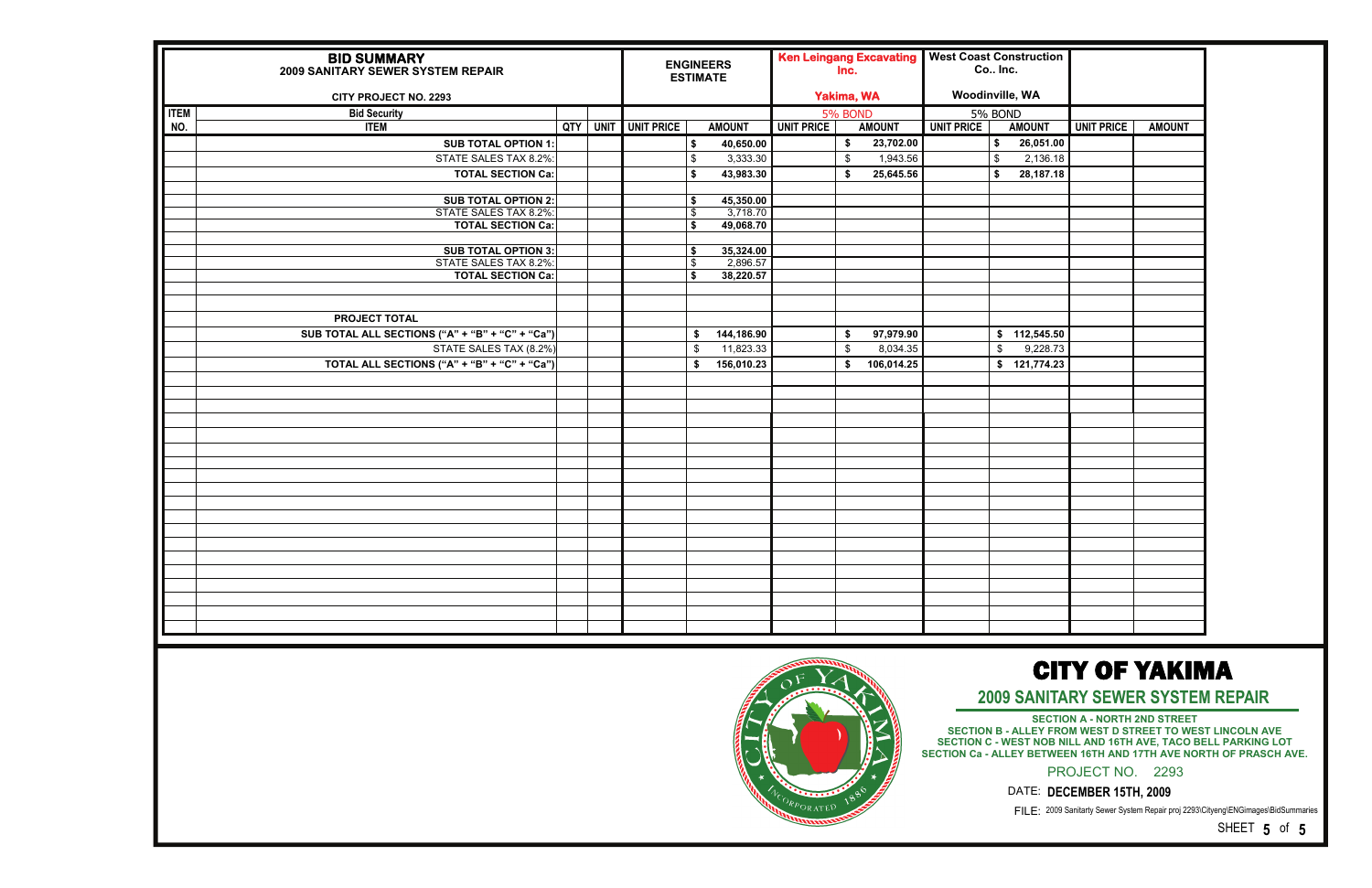| | | | | | | | | | | | |
|---|---|---|---|---|---|---|---|---|---|---|---|
| | **BID SUMMARY**<br>**2009 SANITARY SEWER SYSTEM REPAIR**<br><br>**CITY PROJECT NO. 2293** | | | **ENGINEERS ESTIMATE** | | **Ken Leingang Excavating Inc.**<br><br>**Yakima, WA** | | **West Coast Construction Co.. Inc.**<br><br>**Woodinville, WA** | | | |
| **ITEM** | **Bid Security** | | | | | 5% BOND | | 5% BOND | | | |
| **NO.** | **ITEM** | **QTY** | **UNIT** | **UNIT PRICE** | **AMOUNT** | **UNIT PRICE** | **AMOUNT** | **UNIT PRICE** | **AMOUNT** | **UNIT PRICE** | **AMOUNT** |
| | **SUB TOTAL OPTION 1:** | | | | **$ 40,650.00** | | **$ 23,702.00** | | **$ 26,051.00** | | |
| | STATE SALES TAX 8.2%: | | | | $ 3,333.30 | | $ 1,943.56 | | $ 2,136.18 | | |
| | **TOTAL SECTION Ca:** | | | | **$ 43,983.30** | | **$ 25,645.56** | | **$ 28,187.18** | | |
| | | | | | | | | | | | |
| | **SUB TOTAL OPTION 2:** | | | | **$ 45,350.00** | | | | | | |
| | STATE SALES TAX 8.2%: | | | | $ 3,718.70 | | | | | | |
| | **TOTAL SECTION Ca:** | | | | **$ 49,068.70** | | | | | | |
| | | | | | | | | | | | |
| | **SUB TOTAL OPTION 3:** | | | | **$ 35,324.00** | | | | | | |
| | STATE SALES TAX 8.2%: | | | | $ 2,896.57 | | | | | | |
| | **TOTAL SECTION Ca:** | | | | **$ 38,220.57** | | | | | | |
| | | | | | | | | | | | |
| | **PROJECT TOTAL** | | | | | | | | | | |
| | **SUB TOTAL ALL SECTIONS ("A" + "B" + "C" + "Ca")** | | | | **$ 144,186.90** | | **$ 97,979.90** | | **$ 112,545.50** | | |
| | STATE SALES TAX (8.2%) | | | | $ 11,823.33 | | $ 8,034.35 | | $ 9,228.73 | | |
| | **TOTAL ALL SECTIONS ("A" + "B" + "C" + "Ca")** | | | | **$ 156,010.23** | | **$ 106,014.25** | | **$ 121,774.23** | | |

# CITY OF YAKIMA

## 2009 SANITARY SEWER SYSTEM REPAIR

**SECTION A - NORTH 2ND STREET**
**SECTION B - ALLEY FROM WEST D STREET TO WEST LINCOLN AVE**
**SECTION C - WEST NOB NILL AND 16TH AVE, TACO BELL PARKING LOT**
**SECTION Ca - ALLEY BETWEEN 16TH AND 17TH AVE NORTH OF PRASCH AVE.**

PROJECT NO. 2293

DATE: **DECEMBER 15TH, 2009**

FILE: 2009 Sanitarty Sewer System Repair proj 2293\Cityeng\ENGimages\BidSummaries

SHEET **5** of **5**